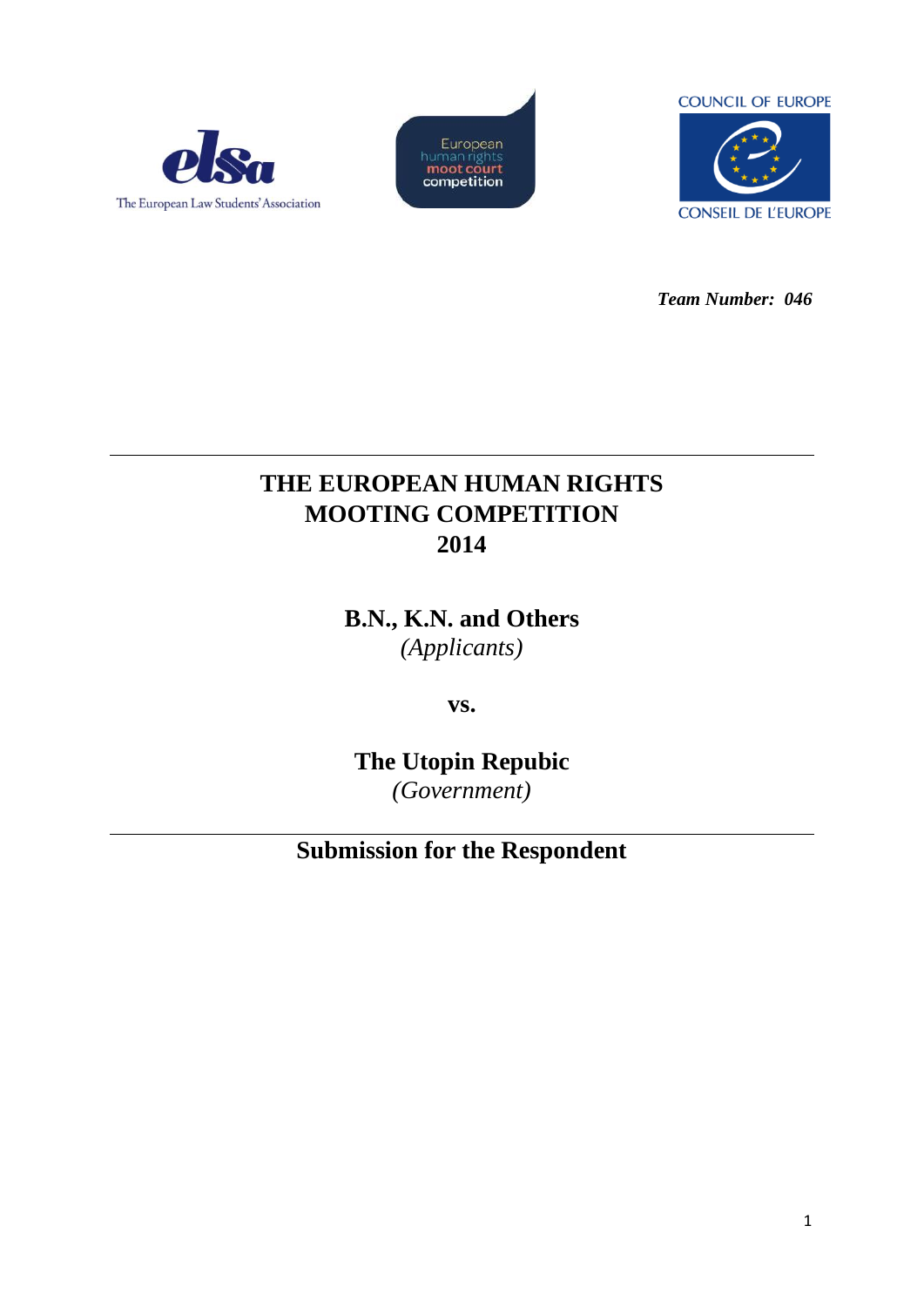The European Law Students' Association

European human rights moot court competition

COUNCIL OF EUROPE

CONSEIL DE L'EUROPE

***Team Number: 046***

---

# THE EUROPEAN HUMAN RIGHTS MOOTING COMPETITION 2014

## B.N., K.N. and Others
*(Applicants)*

**vs.**

## The Utopin Repubic
*(Government)*

---

## Submission for the Respondent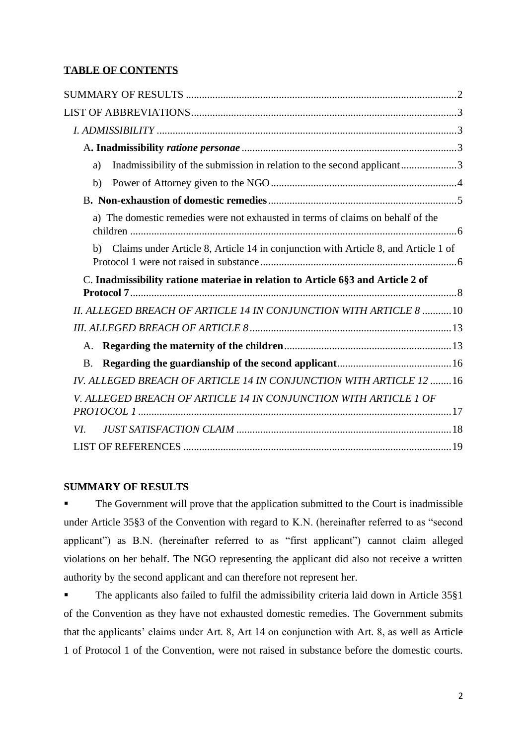**TABLE OF CONTENTS**

SUMMARY OF RESULTS ..... 2

LIST OF ABBREVIATIONS ..... 3

*I. ADMISSIBILITY* ..... 3

A**. Inadmissibility *ratione personae*** ..... 3

a) Inadmissibility of the submission in relation to the second applicant ..... 3

b) Power of Attorney given to the NGO ..... 4

B**. Non-exhaustion of domestic remedies** ..... 5

a) The domestic remedies were not exhausted in terms of claims on behalf of the children ..... 6

b) Claims under Article 8, Article 14 in conjunction with Article 8, and Article 1 of Protocol 1 were not raised in substance ..... 6

C. **Inadmissibility ratione materiae in relation to Article 6§3 and Article 2 of Protocol 7** ..... 8

*II. ALLEGED BREACH OF ARTICLE 14 IN CONJUNCTION WITH ARTICLE 8* ..... 10

*III. ALLEGED BREACH OF ARTICLE 8* ..... 13

A. **Regarding the maternity of the children** ..... 13

B. **Regarding the guardianship of the second applicant** ..... 16

*IV. ALLEGED BREACH OF ARTICLE 14 IN CONJUNCTION WITH ARTICLE 12* ..... 16

*V. ALLEGED BREACH OF ARTICLE 14 IN CONJUNCTION WITH ARTICLE 1 OF PROTOCOL 1* ..... 17

*VI. JUST SATISFACTION CLAIM* ..... 18

LIST OF REFERENCES ..... 19

**SUMMARY OF RESULTS**

- The Government will prove that the application submitted to the Court is inadmissible under Article 35§3 of the Convention with regard to K.N. (hereinafter referred to as "second applicant") as B.N. (hereinafter referred to as "first applicant") cannot claim alleged violations on her behalf. The NGO representing the applicant did also not receive a written authority by the second applicant and can therefore not represent her.
- The applicants also failed to fulfil the admissibility criteria laid down in Article 35§1 of the Convention as they have not exhausted domestic remedies. The Government submits that the applicants' claims under Art. 8, Art 14 on conjunction with Art. 8, as well as Article 1 of Protocol 1 of the Convention, were not raised in substance before the domestic courts.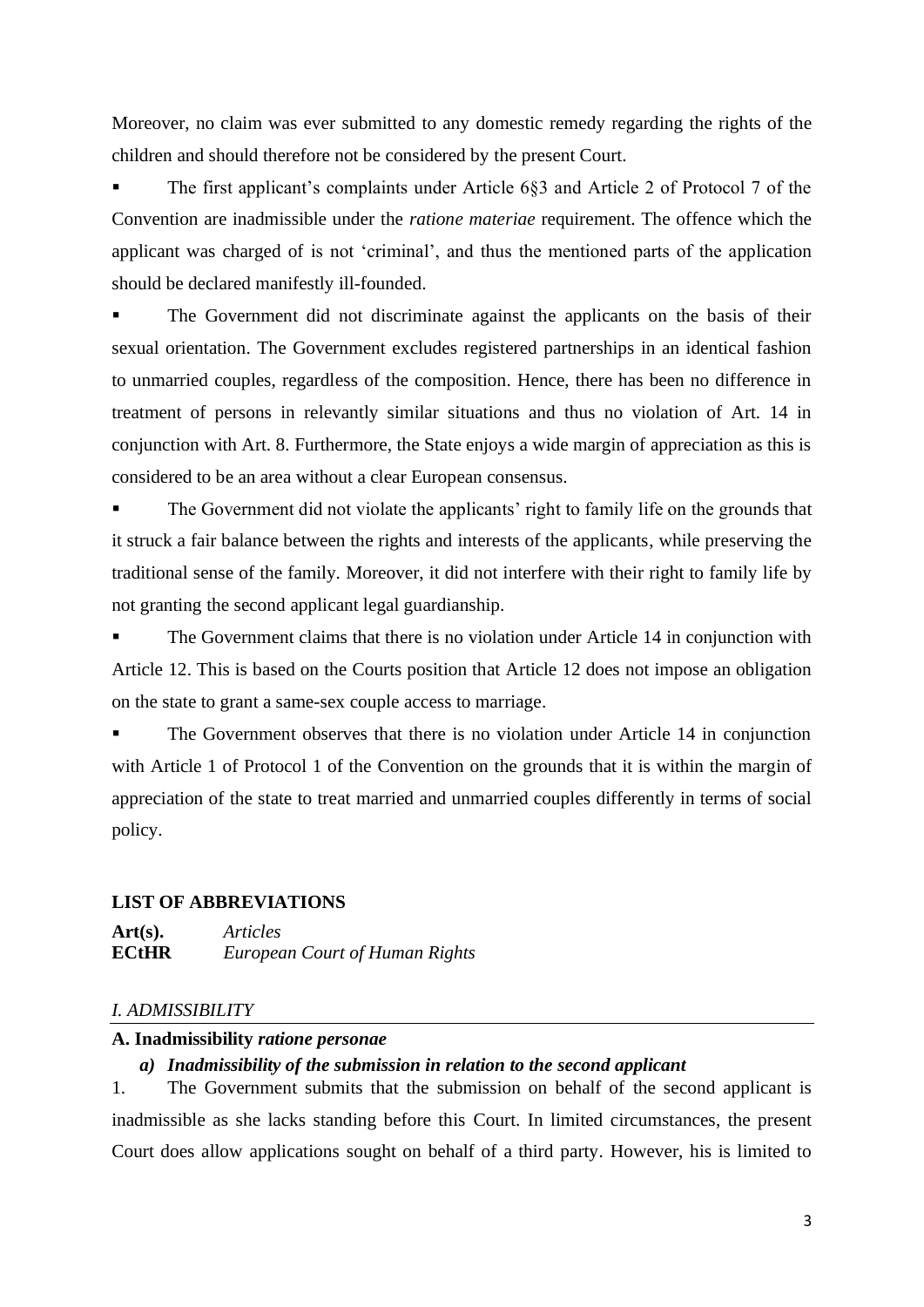Moreover, no claim was ever submitted to any domestic remedy regarding the rights of the children and should therefore not be considered by the present Court.

- The first applicant's complaints under Article 6§3 and Article 2 of Protocol 7 of the Convention are inadmissible under the *ratione materiae* requirement. The offence which the applicant was charged of is not 'criminal', and thus the mentioned parts of the application should be declared manifestly ill-founded.
- The Government did not discriminate against the applicants on the basis of their sexual orientation. The Government excludes registered partnerships in an identical fashion to unmarried couples, regardless of the composition. Hence, there has been no difference in treatment of persons in relevantly similar situations and thus no violation of Art. 14 in conjunction with Art. 8. Furthermore, the State enjoys a wide margin of appreciation as this is considered to be an area without a clear European consensus.
- The Government did not violate the applicants' right to family life on the grounds that it struck a fair balance between the rights and interests of the applicants, while preserving the traditional sense of the family. Moreover, it did not interfere with their right to family life by not granting the second applicant legal guardianship.
- The Government claims that there is no violation under Article 14 in conjunction with Article 12. This is based on the Courts position that Article 12 does not impose an obligation on the state to grant a same-sex couple access to marriage.
- The Government observes that there is no violation under Article 14 in conjunction with Article 1 of Protocol 1 of the Convention on the grounds that it is within the margin of appreciation of the state to treat married and unmarried couples differently in terms of social policy.

## LIST OF ABBREVIATIONS

**Art(s).** *Articles*
**ECtHR** *European Court of Human Rights*

## *I. ADMISSIBILITY*

### A. Inadmissibility *ratione personae*

#### *a) Inadmissibility of the submission in relation to the second applicant*

1. The Government submits that the submission on behalf of the second applicant is inadmissible as she lacks standing before this Court. In limited circumstances, the present Court does allow applications sought on behalf of a third party. However, his is limited to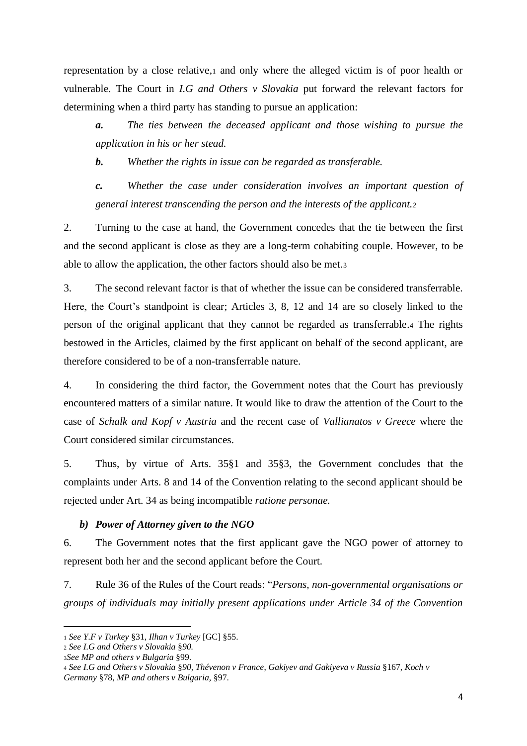representation by a close relative,[1] and only where the alleged victim is of poor health or vulnerable. The Court in *I.G and Others v Slovakia* put forward the relevant factors for determining when a third party has standing to pursue an application:

> ***a.*** *The ties between the deceased applicant and those wishing to pursue the application in his or her stead.*
>
> ***b.*** *Whether the rights in issue can be regarded as transferable.*
>
> ***c.*** *Whether the case under consideration involves an important question of general interest transcending the person and the interests of the applicant.*[2]

2. Turning to the case at hand, the Government concedes that the tie between the first and the second applicant is close as they are a long-term cohabiting couple. However, to be able to allow the application, the other factors should also be met.[3]

3. The second relevant factor is that of whether the issue can be considered transferrable. Here, the Court's standpoint is clear; Articles 3, 8, 12 and 14 are so closely linked to the person of the original applicant that they cannot be regarded as transferrable.[4] The rights bestowed in the Articles, claimed by the first applicant on behalf of the second applicant, are therefore considered to be of a non-transferrable nature.

4. In considering the third factor, the Government notes that the Court has previously encountered matters of a similar nature. It would like to draw the attention of the Court to the case of *Schalk and Kopf v Austria* and the recent case of *Vallianatos v Greece* where the Court considered similar circumstances.

5. Thus, by virtue of Arts. 35§1 and 35§3, the Government concludes that the complaints under Arts. 8 and 14 of the Convention relating to the second applicant should be rejected under Art. 34 as being incompatible *ratione personae.*

### *b) Power of Attorney given to the NGO*

6. The Government notes that the first applicant gave the NGO power of attorney to represent both her and the second applicant before the Court.

7. Rule 36 of the Rules of the Court reads: "*Persons, non-governmental organisations or groups of individuals may initially present applications under Article 34 of the Convention*

---

[1] *See Y.F v Turkey* §31, *Ilhan v Turkey* [GC] §55.

[2] *See I.G and Others v Slovakia* §*90.*

[3] *See MP and others v Bulgaria* §99.

[4] *See I.G and Others v Slovakia* §*90, Thévenon v France, Gakiyev and Gakiyeva v Russia* §167, *Koch v Germany* §78, *MP and others v Bulgaria,* §97.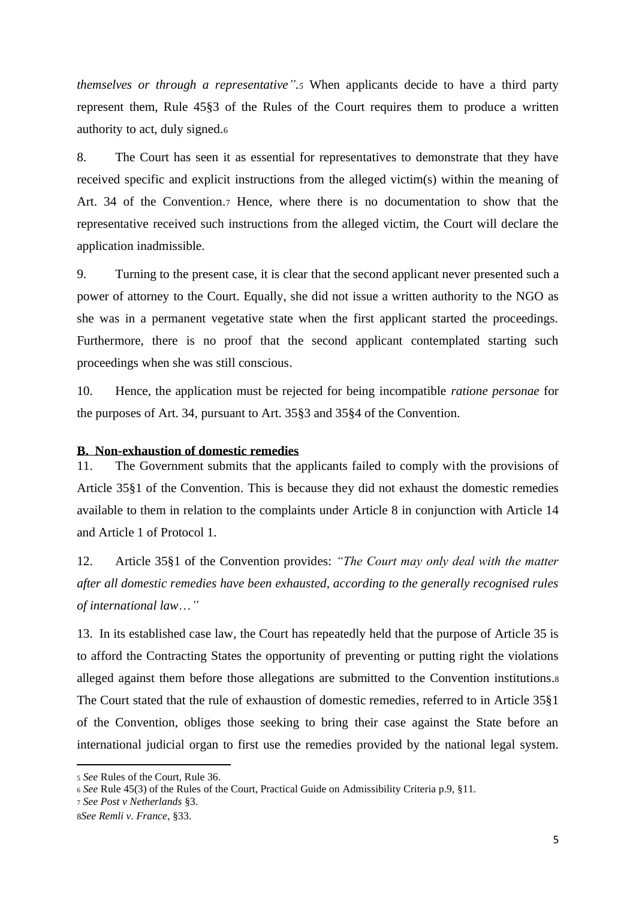*themselves or through a representative".*[5] When applicants decide to have a third party represent them, Rule 45§3 of the Rules of the Court requires them to produce a written authority to act, duly signed.[6]

8. The Court has seen it as essential for representatives to demonstrate that they have received specific and explicit instructions from the alleged victim(s) within the meaning of Art. 34 of the Convention.[7] Hence, where there is no documentation to show that the representative received such instructions from the alleged victim, the Court will declare the application inadmissible.

9. Turning to the present case, it is clear that the second applicant never presented such a power of attorney to the Court. Equally, she did not issue a written authority to the NGO as she was in a permanent vegetative state when the first applicant started the proceedings. Furthermore, there is no proof that the second applicant contemplated starting such proceedings when she was still conscious.

10. Hence, the application must be rejected for being incompatible *ratione personae* for the purposes of Art. 34, pursuant to Art. 35§3 and 35§4 of the Convention.

**B. Non-exhaustion of domestic remedies**

11. The Government submits that the applicants failed to comply with the provisions of Article 35§1 of the Convention. This is because they did not exhaust the domestic remedies available to them in relation to the complaints under Article 8 in conjunction with Article 14 and Article 1 of Protocol 1.

12. Article 35§1 of the Convention provides: *"The Court may only deal with the matter after all domestic remedies have been exhausted, according to the generally recognised rules of international law…"*

13. In its established case law, the Court has repeatedly held that the purpose of Article 35 is to afford the Contracting States the opportunity of preventing or putting right the violations alleged against them before those allegations are submitted to the Convention institutions.[8] The Court stated that the rule of exhaustion of domestic remedies, referred to in Article 35§1 of the Convention, obliges those seeking to bring their case against the State before an international judicial organ to first use the remedies provided by the national legal system.

---

[5] *See* Rules of the Court, Rule 36.

[6] *See* Rule 45(3) of the Rules of the Court, Practical Guide on Admissibility Criteria p.9, §11.

[7] *See Post v Netherlands* §3.

[8] *See Remli v. France*, §33.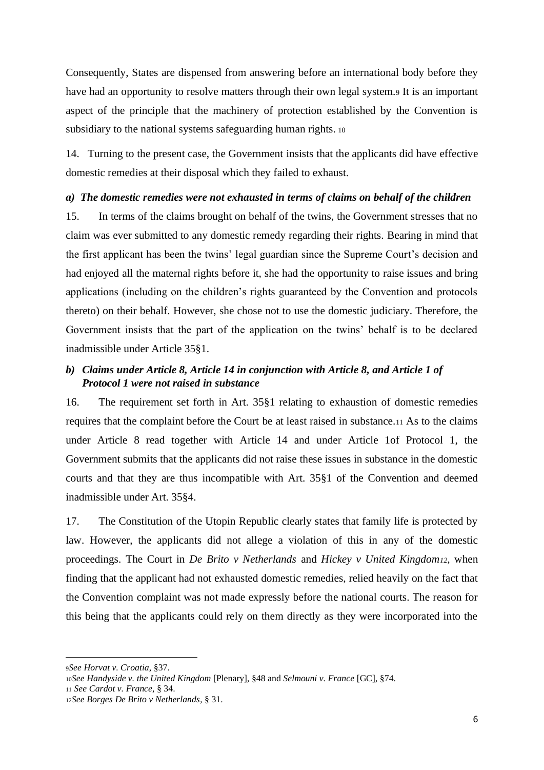Consequently, States are dispensed from answering before an international body before they have had an opportunity to resolve matters through their own legal system.[9] It is an important aspect of the principle that the machinery of protection established by the Convention is subsidiary to the national systems safeguarding human rights. [10]

14. Turning to the present case, the Government insists that the applicants did have effective domestic remedies at their disposal which they failed to exhaust.

### *a) The domestic remedies were not exhausted in terms of claims on behalf of the children*

15. In terms of the claims brought on behalf of the twins, the Government stresses that no claim was ever submitted to any domestic remedy regarding their rights. Bearing in mind that the first applicant has been the twins' legal guardian since the Supreme Court's decision and had enjoyed all the maternal rights before it, she had the opportunity to raise issues and bring applications (including on the children's rights guaranteed by the Convention and protocols thereto) on their behalf. However, she chose not to use the domestic judiciary. Therefore, the Government insists that the part of the application on the twins' behalf is to be declared inadmissible under Article 35§1.

### *b) Claims under Article 8, Article 14 in conjunction with Article 8, and Article 1 of Protocol 1 were not raised in substance*

16. The requirement set forth in Art. 35§1 relating to exhaustion of domestic remedies requires that the complaint before the Court be at least raised in substance.[11] As to the claims under Article 8 read together with Article 14 and under Article 1of Protocol 1, the Government submits that the applicants did not raise these issues in substance in the domestic courts and that they are thus incompatible with Art. 35§1 of the Convention and deemed inadmissible under Art. 35§4.

17. The Constitution of the Utopin Republic clearly states that family life is protected by law. However, the applicants did not allege a violation of this in any of the domestic proceedings. The Court in *De Brito v Netherlands* and *Hickey v United Kingdom*[12], when finding that the applicant had not exhausted domestic remedies, relied heavily on the fact that the Convention complaint was not made expressly before the national courts. The reason for this being that the applicants could rely on them directly as they were incorporated into the

---

[9] *See Horvat v. Croatia*, §37.

[10] *See Handyside v. the United Kingdom* [Plenary], §48 and *Selmouni v. France* [GC], §74.

[11] *See Cardot v. France*, § 34.

[12] *See Borges De Brito v Netherlands*, § 31.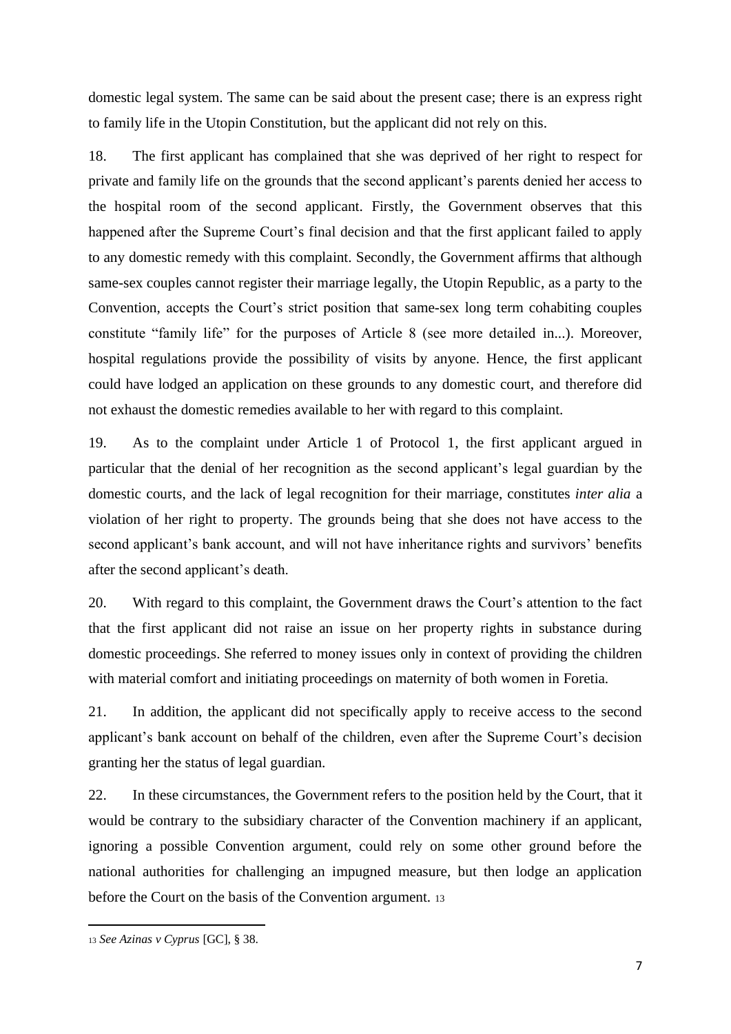domestic legal system. The same can be said about the present case; there is an express right to family life in the Utopin Constitution, but the applicant did not rely on this.

18. The first applicant has complained that she was deprived of her right to respect for private and family life on the grounds that the second applicant's parents denied her access to the hospital room of the second applicant. Firstly, the Government observes that this happened after the Supreme Court's final decision and that the first applicant failed to apply to any domestic remedy with this complaint. Secondly, the Government affirms that although same-sex couples cannot register their marriage legally, the Utopin Republic, as a party to the Convention, accepts the Court's strict position that same-sex long term cohabiting couples constitute "family life" for the purposes of Article 8 (see more detailed in...). Moreover, hospital regulations provide the possibility of visits by anyone. Hence, the first applicant could have lodged an application on these grounds to any domestic court, and therefore did not exhaust the domestic remedies available to her with regard to this complaint.

19. As to the complaint under Article 1 of Protocol 1, the first applicant argued in particular that the denial of her recognition as the second applicant's legal guardian by the domestic courts, and the lack of legal recognition for their marriage, constitutes *inter alia* a violation of her right to property. The grounds being that she does not have access to the second applicant's bank account, and will not have inheritance rights and survivors' benefits after the second applicant's death.

20. With regard to this complaint, the Government draws the Court's attention to the fact that the first applicant did not raise an issue on her property rights in substance during domestic proceedings. She referred to money issues only in context of providing the children with material comfort and initiating proceedings on maternity of both women in Foretia.

21. In addition, the applicant did not specifically apply to receive access to the second applicant's bank account on behalf of the children, even after the Supreme Court's decision granting her the status of legal guardian.

22. In these circumstances, the Government refers to the position held by the Court, that it would be contrary to the subsidiary character of the Convention machinery if an applicant, ignoring a possible Convention argument, could rely on some other ground before the national authorities for challenging an impugned measure, but then lodge an application before the Court on the basis of the Convention argument. [13]

---

[13] *See Azinas v Cyprus* [GC], § 38.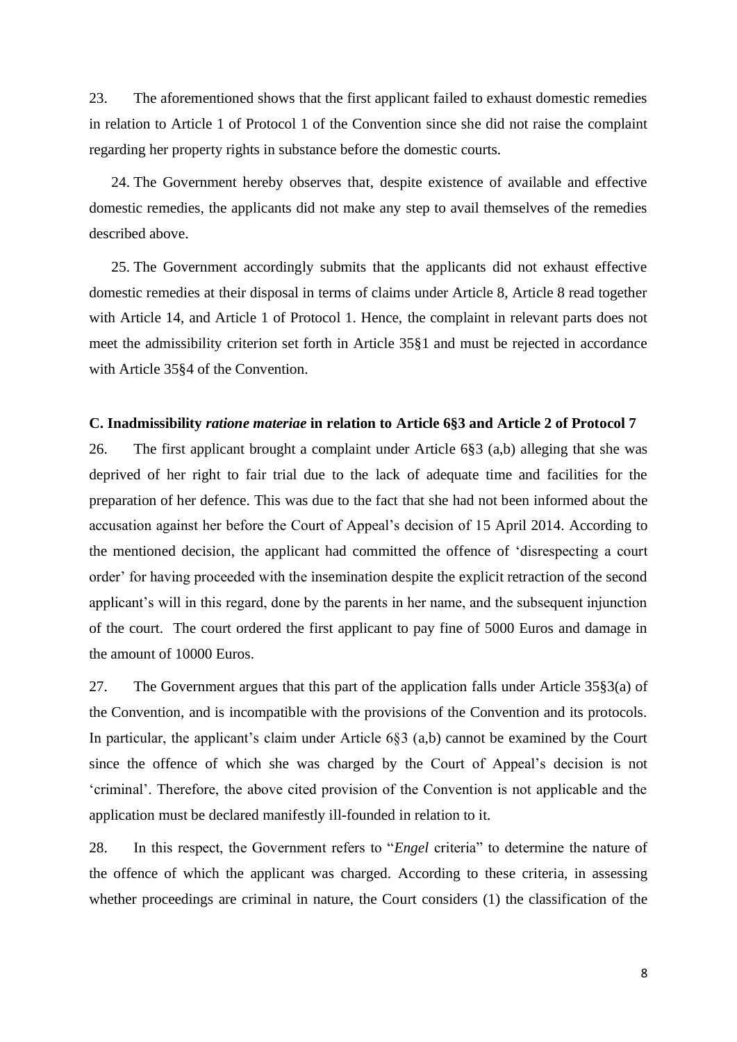23. The aforementioned shows that the first applicant failed to exhaust domestic remedies in relation to Article 1 of Protocol 1 of the Convention since she did not raise the complaint regarding her property rights in substance before the domestic courts.

24. The Government hereby observes that, despite existence of available and effective domestic remedies, the applicants did not make any step to avail themselves of the remedies described above.

25. The Government accordingly submits that the applicants did not exhaust effective domestic remedies at their disposal in terms of claims under Article 8, Article 8 read together with Article 14, and Article 1 of Protocol 1. Hence, the complaint in relevant parts does not meet the admissibility criterion set forth in Article 35§1 and must be rejected in accordance with Article 35§4 of the Convention.

### C. Inadmissibility *ratione materiae* in relation to Article 6§3 and Article 2 of Protocol 7

26. The first applicant brought a complaint under Article 6§3 (a,b) alleging that she was deprived of her right to fair trial due to the lack of adequate time and facilities for the preparation of her defence. This was due to the fact that she had not been informed about the accusation against her before the Court of Appeal's decision of 15 April 2014. According to the mentioned decision, the applicant had committed the offence of 'disrespecting a court order' for having proceeded with the insemination despite the explicit retraction of the second applicant's will in this regard, done by the parents in her name, and the subsequent injunction of the court. The court ordered the first applicant to pay fine of 5000 Euros and damage in the amount of 10000 Euros.

27. The Government argues that this part of the application falls under Article 35§3(a) of the Convention, and is incompatible with the provisions of the Convention and its protocols. In particular, the applicant's claim under Article 6§3 (a,b) cannot be examined by the Court since the offence of which she was charged by the Court of Appeal's decision is not 'criminal'. Therefore, the above cited provision of the Convention is not applicable and the application must be declared manifestly ill-founded in relation to it.

28. In this respect, the Government refers to "*Engel* criteria" to determine the nature of the offence of which the applicant was charged. According to these criteria, in assessing whether proceedings are criminal in nature, the Court considers (1) the classification of the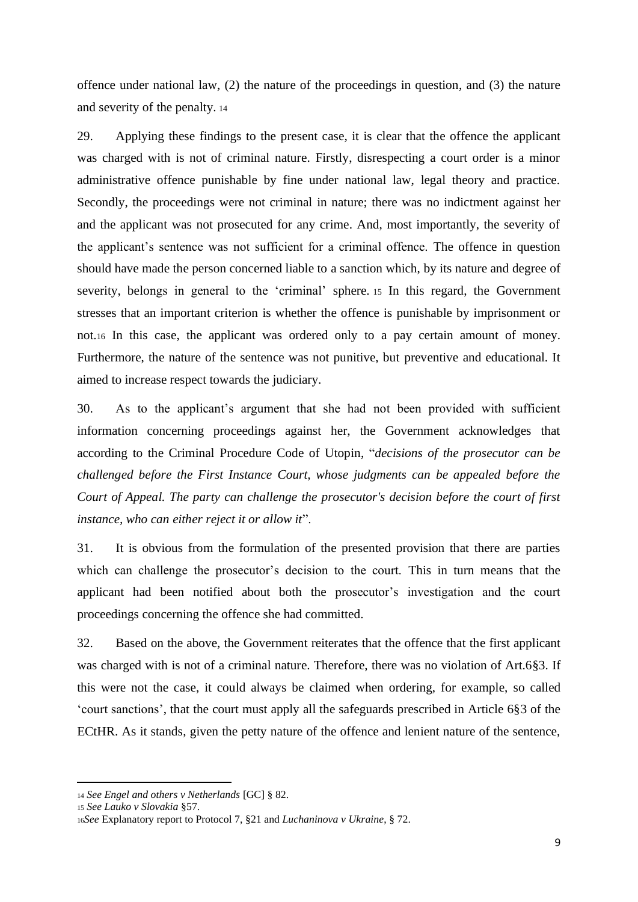offence under national law, (2) the nature of the proceedings in question, and (3) the nature and severity of the penalty. [14]

29. Applying these findings to the present case, it is clear that the offence the applicant was charged with is not of criminal nature. Firstly, disrespecting a court order is a minor administrative offence punishable by fine under national law, legal theory and practice. Secondly, the proceedings were not criminal in nature; there was no indictment against her and the applicant was not prosecuted for any crime. And, most importantly, the severity of the applicant's sentence was not sufficient for a criminal offence. The offence in question should have made the person concerned liable to a sanction which, by its nature and degree of severity, belongs in general to the 'criminal' sphere. [15] In this regard, the Government stresses that an important criterion is whether the offence is punishable by imprisonment or not.[16] In this case, the applicant was ordered only to a pay certain amount of money. Furthermore, the nature of the sentence was not punitive, but preventive and educational. It aimed to increase respect towards the judiciary.

30. As to the applicant's argument that she had not been provided with sufficient information concerning proceedings against her, the Government acknowledges that according to the Criminal Procedure Code of Utopin, "*decisions of the prosecutor can be challenged before the First Instance Court, whose judgments can be appealed before the Court of Appeal. The party can challenge the prosecutor's decision before the court of first instance, who can either reject it or allow it*".

31. It is obvious from the formulation of the presented provision that there are parties which can challenge the prosecutor's decision to the court. This in turn means that the applicant had been notified about both the prosecutor's investigation and the court proceedings concerning the offence she had committed.

32. Based on the above, the Government reiterates that the offence that the first applicant was charged with is not of a criminal nature. Therefore, there was no violation of Art.6§3. If this were not the case, it could always be claimed when ordering, for example, so called 'court sanctions', that the court must apply all the safeguards prescribed in Article 6§3 of the ECtHR. As it stands, given the petty nature of the offence and lenient nature of the sentence,

---

[14] *See Engel and others v Netherlands* [GC] § 82.

[15] *See Lauko v Slovakia* §57.

[16] *See* Explanatory report to Protocol 7, §21 and *Luchaninova v Ukraine*, § 72.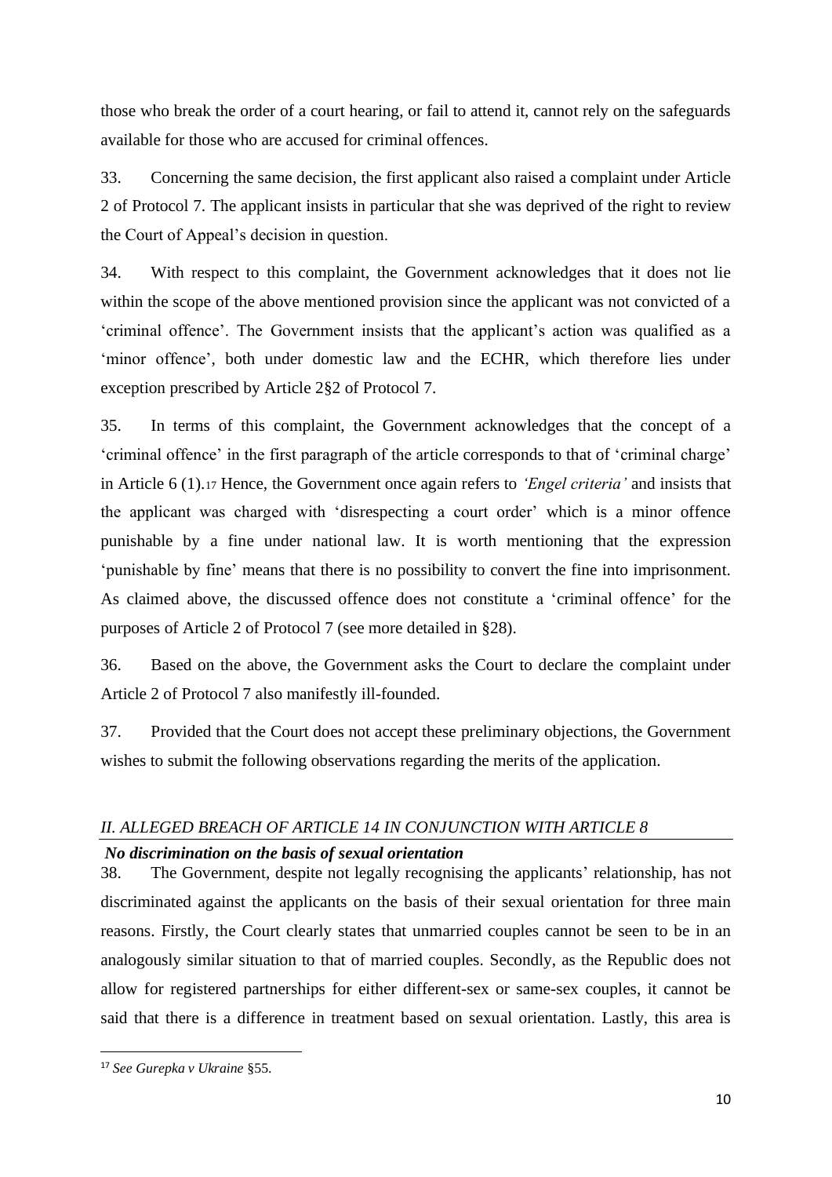those who break the order of a court hearing, or fail to attend it, cannot rely on the safeguards available for those who are accused for criminal offences.

33. Concerning the same decision, the first applicant also raised a complaint under Article 2 of Protocol 7. The applicant insists in particular that she was deprived of the right to review the Court of Appeal's decision in question.

34. With respect to this complaint, the Government acknowledges that it does not lie within the scope of the above mentioned provision since the applicant was not convicted of a 'criminal offence'. The Government insists that the applicant's action was qualified as a 'minor offence', both under domestic law and the ECHR, which therefore lies under exception prescribed by Article 2§2 of Protocol 7.

35. In terms of this complaint, the Government acknowledges that the concept of a 'criminal offence' in the first paragraph of the article corresponds to that of 'criminal charge' in Article 6 (1).[17] Hence, the Government once again refers to *'Engel criteria'* and insists that the applicant was charged with 'disrespecting a court order' which is a minor offence punishable by a fine under national law. It is worth mentioning that the expression 'punishable by fine' means that there is no possibility to convert the fine into imprisonment. As claimed above, the discussed offence does not constitute a 'criminal offence' for the purposes of Article 2 of Protocol 7 (see more detailed in §28).

36. Based on the above, the Government asks the Court to declare the complaint under Article 2 of Protocol 7 also manifestly ill-founded.

37. Provided that the Court does not accept these preliminary objections, the Government wishes to submit the following observations regarding the merits of the application.

## *II. ALLEGED BREACH OF ARTICLE 14 IN CONJUNCTION WITH ARTICLE 8*

### ***No discrimination on the basis of sexual orientation***

38. The Government, despite not legally recognising the applicants' relationship, has not discriminated against the applicants on the basis of their sexual orientation for three main reasons. Firstly, the Court clearly states that unmarried couples cannot be seen to be in an analogously similar situation to that of married couples. Secondly, as the Republic does not allow for registered partnerships for either different-sex or same-sex couples, it cannot be said that there is a difference in treatment based on sexual orientation. Lastly, this area is

---

[17] *See Gurepka v Ukraine* §55.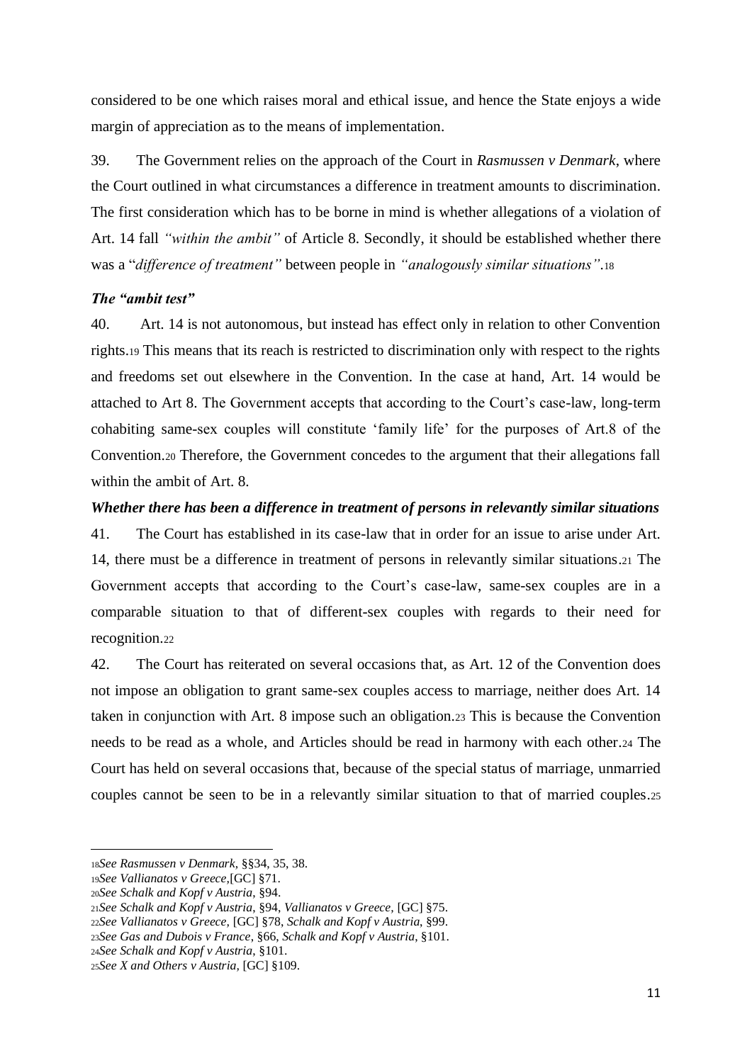considered to be one which raises moral and ethical issue, and hence the State enjoys a wide margin of appreciation as to the means of implementation.

39. The Government relies on the approach of the Court in *Rasmussen v Denmark*, where the Court outlined in what circumstances a difference in treatment amounts to discrimination. The first consideration which has to be borne in mind is whether allegations of a violation of Art. 14 fall *"within the ambit"* of Article 8. Secondly, it should be established whether there was a "*difference of treatment"* between people in *"analogously similar situations"*.[18]

### *The "ambit test"*

40. Art. 14 is not autonomous, but instead has effect only in relation to other Convention rights.[19] This means that its reach is restricted to discrimination only with respect to the rights and freedoms set out elsewhere in the Convention. In the case at hand, Art. 14 would be attached to Art 8. The Government accepts that according to the Court's case-law, long-term cohabiting same-sex couples will constitute 'family life' for the purposes of Art.8 of the Convention.[20] Therefore, the Government concedes to the argument that their allegations fall within the ambit of Art. 8.

### *Whether there has been a difference in treatment of persons in relevantly similar situations*

41. The Court has established in its case-law that in order for an issue to arise under Art. 14, there must be a difference in treatment of persons in relevantly similar situations.[21] The Government accepts that according to the Court's case-law, same-sex couples are in a comparable situation to that of different-sex couples with regards to their need for recognition.[22]

42. The Court has reiterated on several occasions that, as Art. 12 of the Convention does not impose an obligation to grant same-sex couples access to marriage, neither does Art. 14 taken in conjunction with Art. 8 impose such an obligation.[23] This is because the Convention needs to be read as a whole, and Articles should be read in harmony with each other.[24] The Court has held on several occasions that, because of the special status of marriage, unmarried couples cannot be seen to be in a relevantly similar situation to that of married couples.[25]

---

[18] *See Rasmussen v Denmark,* §§34, 35, 38.
[19] *See Vallianatos v Greece,*[GC] §71.
[20] *See Schalk and Kopf v Austria*, §94.
[21] *See Schalk and Kopf v Austria,* §94, *Vallianatos v Greece,* [GC] §75.
[22] *See Vallianatos v Greece,* [GC] §78, *Schalk and Kopf v Austria,* §99.
[23] *See Gas and Dubois v France,* §66, *Schalk and Kopf v Austria,* §101.
[24] *See Schalk and Kopf v Austria*, §101.
[25] *See X and Others v Austria,* [GC] §109.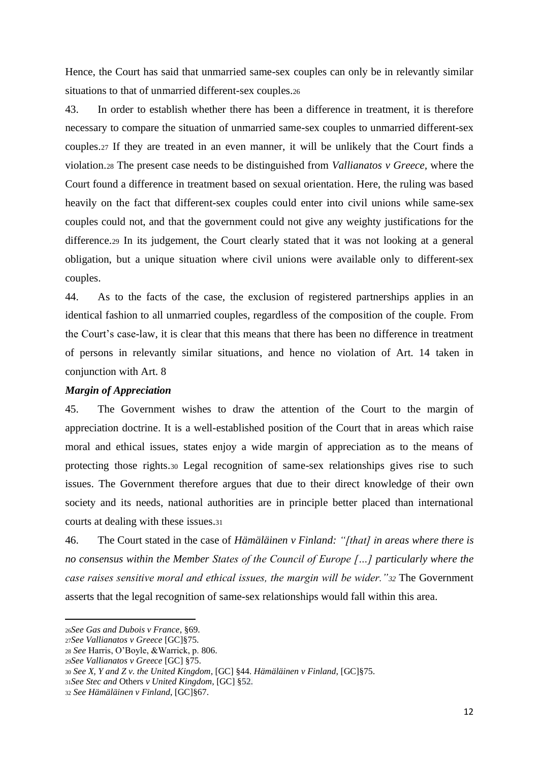Hence, the Court has said that unmarried same-sex couples can only be in relevantly similar situations to that of unmarried different-sex couples.[26]

43. In order to establish whether there has been a difference in treatment, it is therefore necessary to compare the situation of unmarried same-sex couples to unmarried different-sex couples.[27] If they are treated in an even manner, it will be unlikely that the Court finds a violation.[28] The present case needs to be distinguished from *Vallianatos v Greece*, where the Court found a difference in treatment based on sexual orientation. Here, the ruling was based heavily on the fact that different-sex couples could enter into civil unions while same-sex couples could not, and that the government could not give any weighty justifications for the difference.[29] In its judgement, the Court clearly stated that it was not looking at a general obligation, but a unique situation where civil unions were available only to different-sex couples.

44. As to the facts of the case, the exclusion of registered partnerships applies in an identical fashion to all unmarried couples, regardless of the composition of the couple. From the Court's case-law, it is clear that this means that there has been no difference in treatment of persons in relevantly similar situations, and hence no violation of Art. 14 taken in conjunction with Art. 8

***Margin of Appreciation***

45. The Government wishes to draw the attention of the Court to the margin of appreciation doctrine. It is a well-established position of the Court that in areas which raise moral and ethical issues, states enjoy a wide margin of appreciation as to the means of protecting those rights.[30] Legal recognition of same-sex relationships gives rise to such issues. The Government therefore argues that due to their direct knowledge of their own society and its needs, national authorities are in principle better placed than international courts at dealing with these issues.[31]

46. The Court stated in the case of *Hämäläinen v Finland: "[that] in areas where there is no consensus within the Member States of the Council of Europe […] particularly where the case raises sensitive moral and ethical issues, the margin will be wider."*[32] The Government asserts that the legal recognition of same-sex relationships would fall within this area.

---

[26] *See Gas and Dubois v France*, §69.

[27] *See Vallianatos v Greece* [GC]§75.

[28] *See* Harris, O'Boyle, &Warrick, p. 806.

[29] *See Vallianatos v Greece* [GC] §75.

[30] *See X, Y and Z v. the United Kingdom*, [GC] §44. *Hämäläinen v Finland*, [GC]§75.

[31] *See Stec and* Others *v United Kingdom*, [GC] §52.

[32] *See Hämäläinen v Finland*, [GC]§67.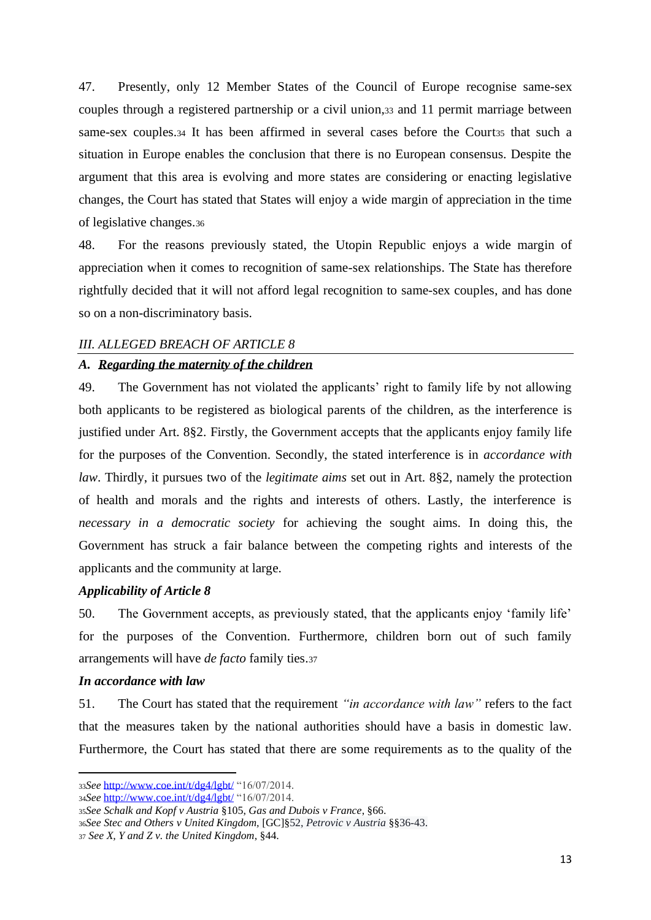47. Presently, only 12 Member States of the Council of Europe recognise same-sex couples through a registered partnership or a civil union,[33] and 11 permit marriage between same-sex couples.[34] It has been affirmed in several cases before the Court[35] that such a situation in Europe enables the conclusion that there is no European consensus. Despite the argument that this area is evolving and more states are considering or enacting legislative changes, the Court has stated that States will enjoy a wide margin of appreciation in the time of legislative changes.[36]

48. For the reasons previously stated, the Utopin Republic enjoys a wide margin of appreciation when it comes to recognition of same-sex relationships. The State has therefore rightfully decided that it will not afford legal recognition to same-sex couples, and has done so on a non-discriminatory basis.

## *III. ALLEGED BREACH OF ARTICLE 8*

### *A. Regarding the maternity of the children*

49. The Government has not violated the applicants' right to family life by not allowing both applicants to be registered as biological parents of the children, as the interference is justified under Art. 8§2. Firstly, the Government accepts that the applicants enjoy family life for the purposes of the Convention. Secondly, the stated interference is in *accordance with law*. Thirdly, it pursues two of the *legitimate aims* set out in Art. 8§2, namely the protection of health and morals and the rights and interests of others. Lastly, the interference is *necessary in a democratic society* for achieving the sought aims. In doing this, the Government has struck a fair balance between the competing rights and interests of the applicants and the community at large.

#### ***Applicability of Article 8***

50. The Government accepts, as previously stated, that the applicants enjoy 'family life' for the purposes of the Convention. Furthermore, children born out of such family arrangements will have *de facto* family ties.[37]

#### ***In accordance with law***

51. The Court has stated that the requirement *"in accordance with law"* refers to the fact that the measures taken by the national authorities should have a basis in domestic law. Furthermore, the Court has stated that there are some requirements as to the quality of the

---

[33] *See* http://www.coe.int/t/dg4/lgbt/ "16/07/2014.

[34] *See* http://www.coe.int/t/dg4/lgbt/ "16/07/2014.

[35] *See Schalk and Kopf v Austria* §105, *Gas and Dubois v France*, §66.

[36] *See Stec and Others v United Kingdom*, [GC]§52, *Petrovic v Austria* §§36-43.

[37] *See X, Y and Z v. the United Kingdom*, §44.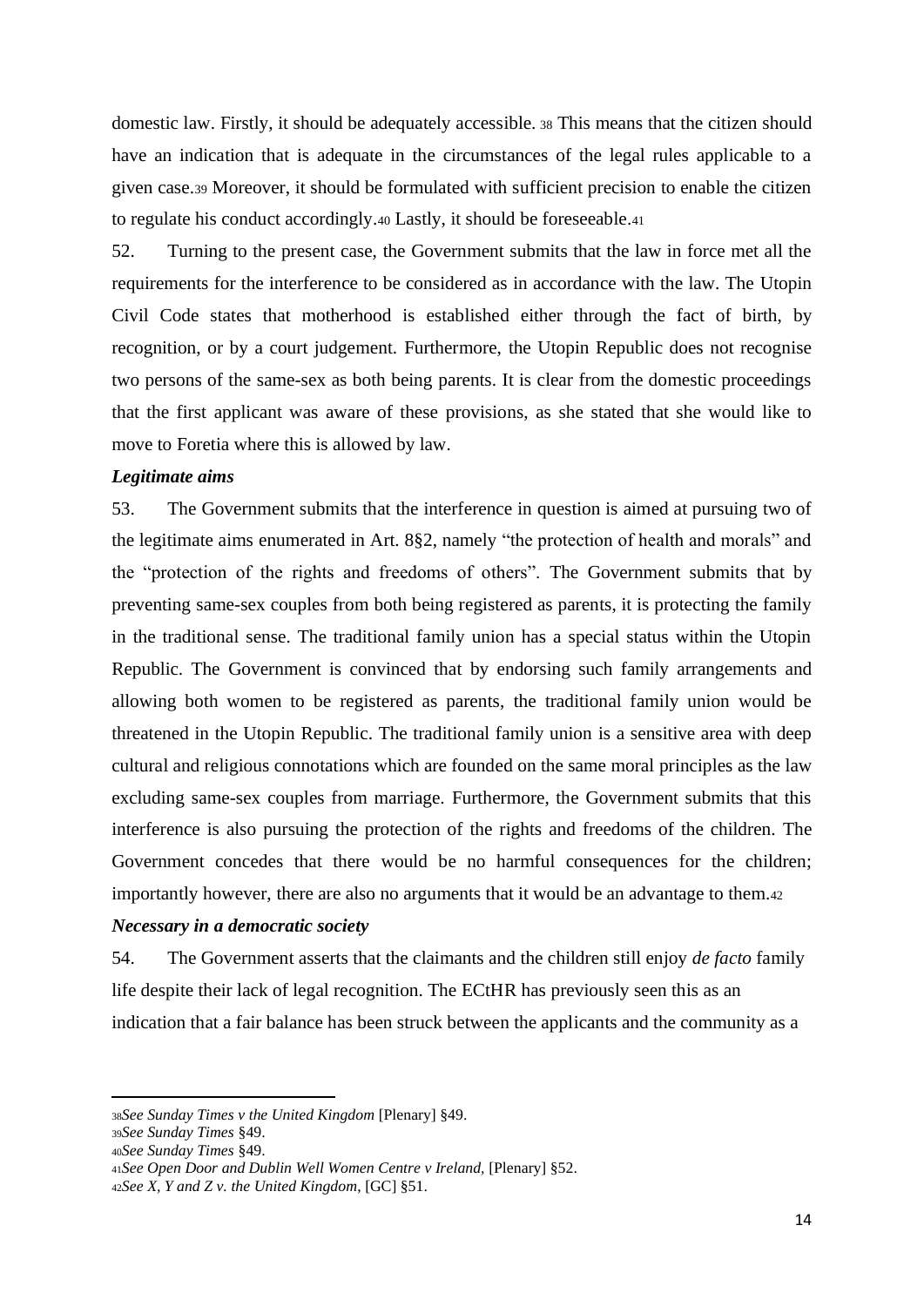domestic law. Firstly, it should be adequately accessible. [38] This means that the citizen should have an indication that is adequate in the circumstances of the legal rules applicable to a given case.[39] Moreover, it should be formulated with sufficient precision to enable the citizen to regulate his conduct accordingly.[40] Lastly, it should be foreseeable.[41]

52. Turning to the present case, the Government submits that the law in force met all the requirements for the interference to be considered as in accordance with the law. The Utopin Civil Code states that motherhood is established either through the fact of birth, by recognition, or by a court judgement. Furthermore, the Utopin Republic does not recognise two persons of the same-sex as both being parents. It is clear from the domestic proceedings that the first applicant was aware of these provisions, as she stated that she would like to move to Foretia where this is allowed by law.

***Legitimate aims***

53. The Government submits that the interference in question is aimed at pursuing two of the legitimate aims enumerated in Art. 8§2, namely "the protection of health and morals" and the "protection of the rights and freedoms of others". The Government submits that by preventing same-sex couples from both being registered as parents, it is protecting the family in the traditional sense. The traditional family union has a special status within the Utopin Republic. The Government is convinced that by endorsing such family arrangements and allowing both women to be registered as parents, the traditional family union would be threatened in the Utopin Republic. The traditional family union is a sensitive area with deep cultural and religious connotations which are founded on the same moral principles as the law excluding same-sex couples from marriage. Furthermore, the Government submits that this interference is also pursuing the protection of the rights and freedoms of the children. The Government concedes that there would be no harmful consequences for the children; importantly however, there are also no arguments that it would be an advantage to them.[42]

***Necessary in a democratic society***

54. The Government asserts that the claimants and the children still enjoy *de facto* family life despite their lack of legal recognition. The ECtHR has previously seen this as an indication that a fair balance has been struck between the applicants and the community as a

---

[38] *See Sunday Times v the United Kingdom* [Plenary] §49.

[39] *See Sunday Times* §49.

[40] *See Sunday Times* §49.

[41] *See Open Door and Dublin Well Women Centre v Ireland,* [Plenary] §52.

[42] *See X, Y and Z v. the United Kingdom,* [GC] §51.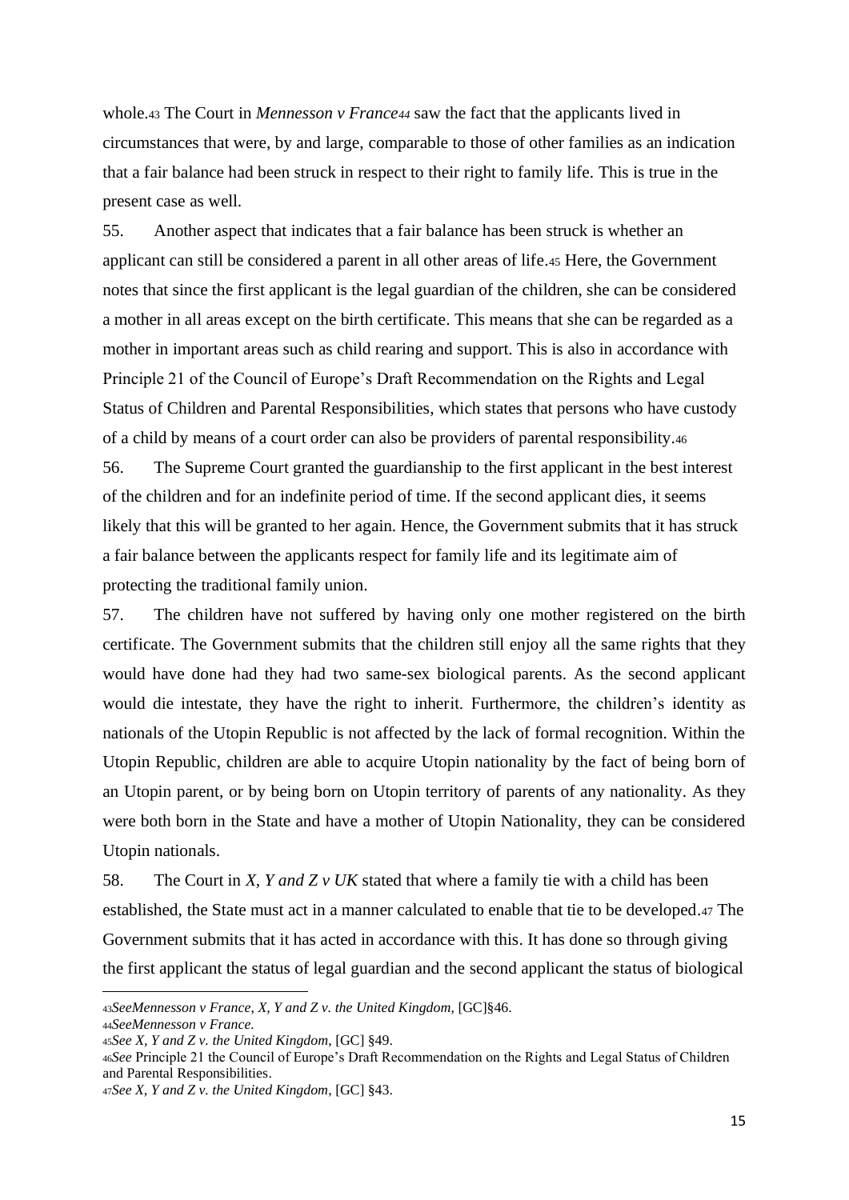whole.[43] The Court in *Mennesson v France*[44] saw the fact that the applicants lived in circumstances that were, by and large, comparable to those of other families as an indication that a fair balance had been struck in respect to their right to family life. This is true in the present case as well.

55. Another aspect that indicates that a fair balance has been struck is whether an applicant can still be considered a parent in all other areas of life.[45] Here, the Government notes that since the first applicant is the legal guardian of the children, she can be considered a mother in all areas except on the birth certificate. This means that she can be regarded as a mother in important areas such as child rearing and support. This is also in accordance with Principle 21 of the Council of Europe's Draft Recommendation on the Rights and Legal Status of Children and Parental Responsibilities, which states that persons who have custody of a child by means of a court order can also be providers of parental responsibility.[46]

56. The Supreme Court granted the guardianship to the first applicant in the best interest of the children and for an indefinite period of time. If the second applicant dies, it seems likely that this will be granted to her again. Hence, the Government submits that it has struck a fair balance between the applicants respect for family life and its legitimate aim of protecting the traditional family union.

57. The children have not suffered by having only one mother registered on the birth certificate. The Government submits that the children still enjoy all the same rights that they would have done had they had two same-sex biological parents. As the second applicant would die intestate, they have the right to inherit. Furthermore, the children's identity as nationals of the Utopin Republic is not affected by the lack of formal recognition. Within the Utopin Republic, children are able to acquire Utopin nationality by the fact of being born of an Utopin parent, or by being born on Utopin territory of parents of any nationality. As they were both born in the State and have a mother of Utopin Nationality, they can be considered Utopin nationals.

58. The Court in *X, Y and Z v UK* stated that where a family tie with a child has been established, the State must act in a manner calculated to enable that tie to be developed.[47] The Government submits that it has acted in accordance with this. It has done so through giving the first applicant the status of legal guardian and the second applicant the status of biological

---

[43] *SeeMennesson v France, X, Y and Z v. the United Kingdom*, [GC]§46.

[44] *SeeMennesson v France.*

[45] *See X, Y and Z v. the United Kingdom*, [GC] §49.

[46] *See* Principle 21 the Council of Europe's Draft Recommendation on the Rights and Legal Status of Children and Parental Responsibilities.

[47] *See X, Y and Z v. the United Kingdom*, [GC] §43.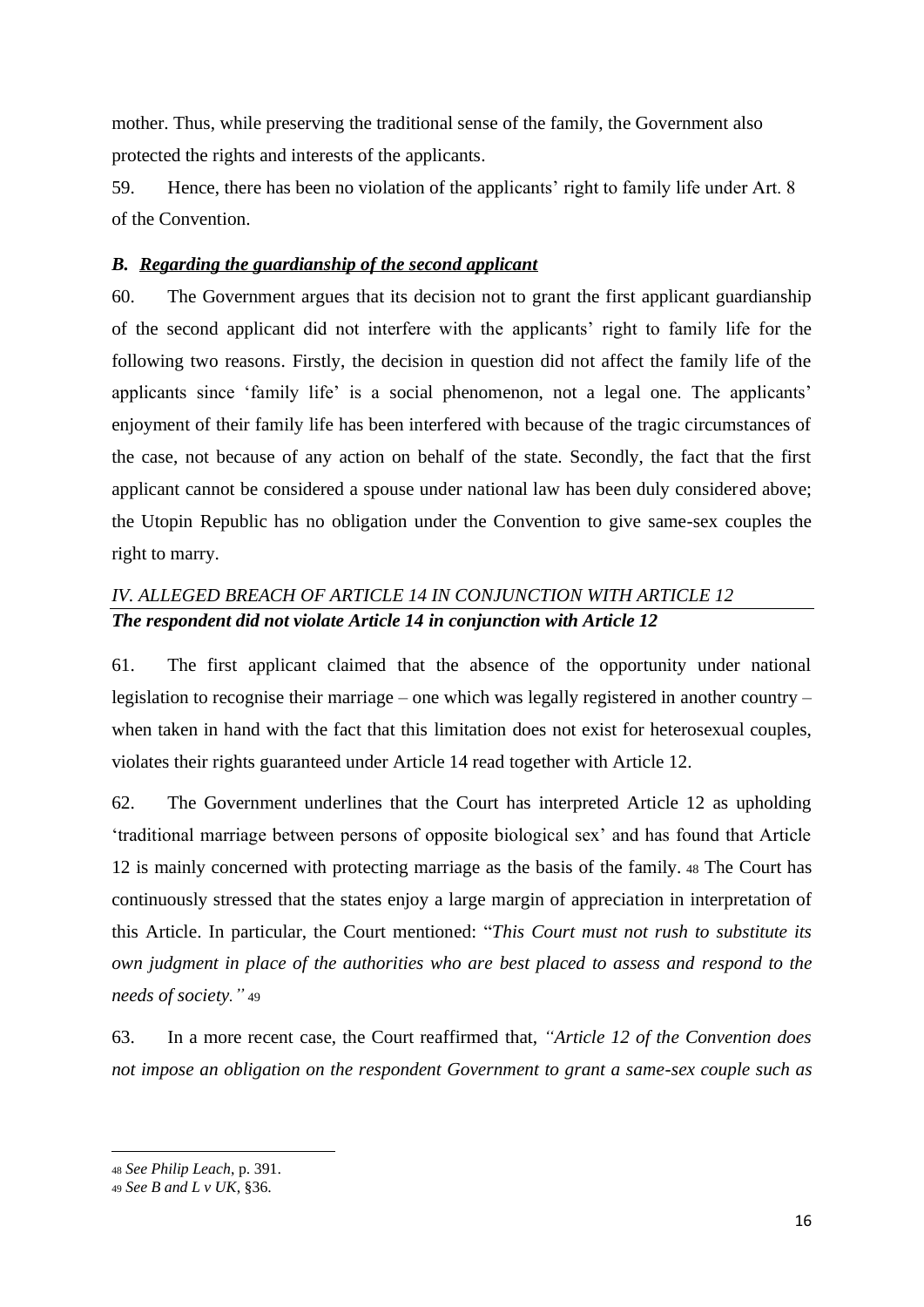mother. Thus, while preserving the traditional sense of the family, the Government also protected the rights and interests of the applicants.

59. Hence, there has been no violation of the applicants' right to family life under Art. 8 of the Convention.

### *B. Regarding the guardianship of the second applicant*

60. The Government argues that its decision not to grant the first applicant guardianship of the second applicant did not interfere with the applicants' right to family life for the following two reasons. Firstly, the decision in question did not affect the family life of the applicants since 'family life' is a social phenomenon, not a legal one. The applicants' enjoyment of their family life has been interfered with because of the tragic circumstances of the case, not because of any action on behalf of the state. Secondly, the fact that the first applicant cannot be considered a spouse under national law has been duly considered above; the Utopin Republic has no obligation under the Convention to give same-sex couples the right to marry.

## *IV. ALLEGED BREACH OF ARTICLE 14 IN CONJUNCTION WITH ARTICLE 12*

***The respondent did not violate Article 14 in conjunction with Article 12***

61. The first applicant claimed that the absence of the opportunity under national legislation to recognise their marriage – one which was legally registered in another country – when taken in hand with the fact that this limitation does not exist for heterosexual couples, violates their rights guaranteed under Article 14 read together with Article 12.

62. The Government underlines that the Court has interpreted Article 12 as upholding 'traditional marriage between persons of opposite biological sex' and has found that Article 12 is mainly concerned with protecting marriage as the basis of the family. [48] The Court has continuously stressed that the states enjoy a large margin of appreciation in interpretation of this Article. In particular, the Court mentioned: "*This Court must not rush to substitute its own judgment in place of the authorities who are best placed to assess and respond to the needs of society."* [49]

63. In a more recent case, the Court reaffirmed that, *"Article 12 of the Convention does not impose an obligation on the respondent Government to grant a same-sex couple such as*

---

[48] *See Philip Leach*, p. 391.

[49] *See B and L v UK*, §36.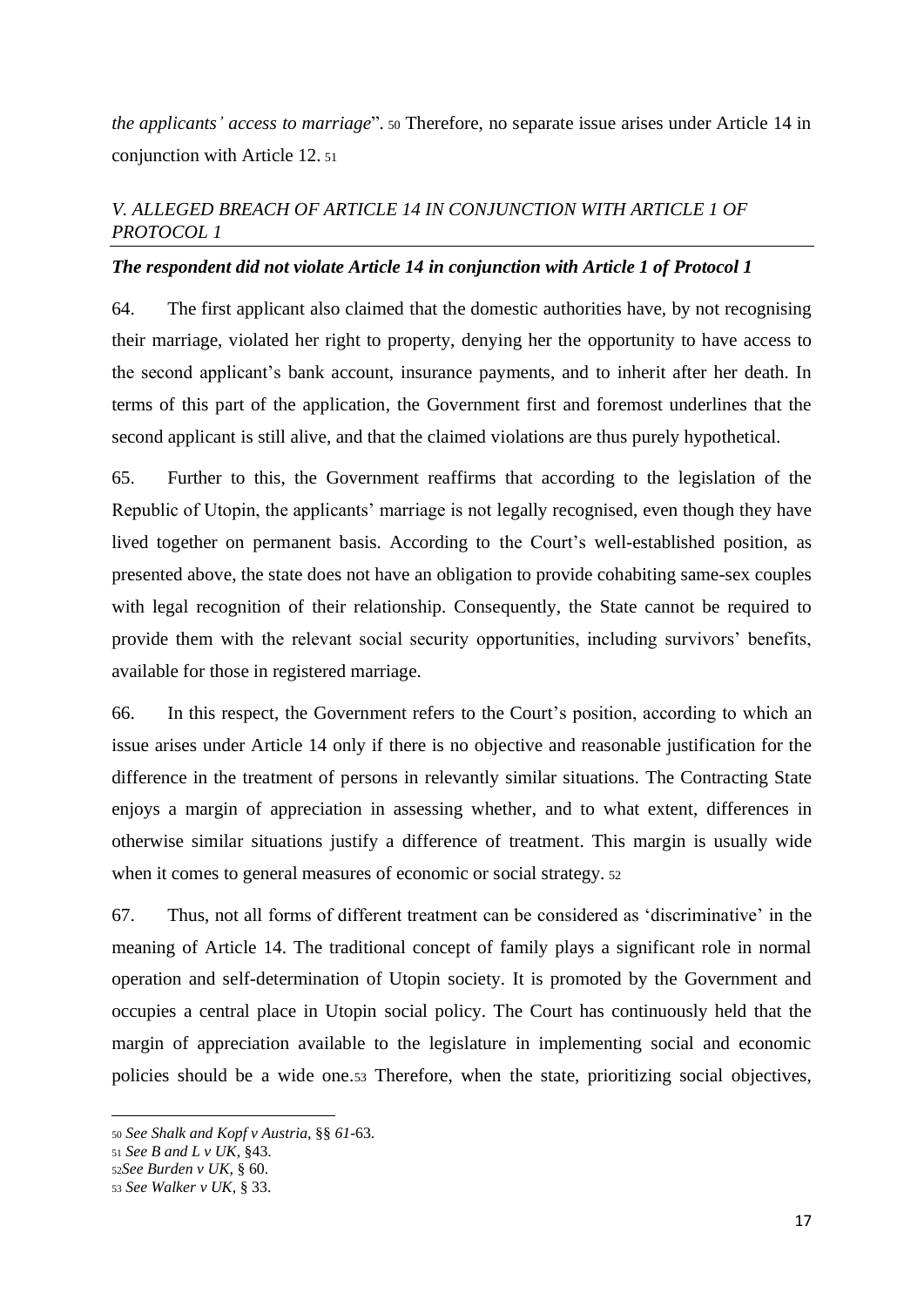*the applicants' access to marriage*".[50] Therefore, no separate issue arises under Article 14 in conjunction with Article 12.[51]

### *V. ALLEGED BREACH OF ARTICLE 14 IN CONJUNCTION WITH ARTICLE 1 OF PROTOCOL 1*

***The respondent did not violate Article 14 in conjunction with Article 1 of Protocol 1***

64. The first applicant also claimed that the domestic authorities have, by not recognising their marriage, violated her right to property, denying her the opportunity to have access to the second applicant's bank account, insurance payments, and to inherit after her death. In terms of this part of the application, the Government first and foremost underlines that the second applicant is still alive, and that the claimed violations are thus purely hypothetical.

65. Further to this, the Government reaffirms that according to the legislation of the Republic of Utopin, the applicants' marriage is not legally recognised, even though they have lived together on permanent basis. According to the Court's well-established position, as presented above, the state does not have an obligation to provide cohabiting same-sex couples with legal recognition of their relationship. Consequently, the State cannot be required to provide them with the relevant social security opportunities, including survivors' benefits, available for those in registered marriage.

66. In this respect, the Government refers to the Court's position, according to which an issue arises under Article 14 only if there is no objective and reasonable justification for the difference in the treatment of persons in relevantly similar situations. The Contracting State enjoys a margin of appreciation in assessing whether, and to what extent, differences in otherwise similar situations justify a difference of treatment. This margin is usually wide when it comes to general measures of economic or social strategy.[52]

67. Thus, not all forms of different treatment can be considered as 'discriminative' in the meaning of Article 14. The traditional concept of family plays a significant role in normal operation and self-determination of Utopin society. It is promoted by the Government and occupies a central place in Utopin social policy. The Court has continuously held that the margin of appreciation available to the legislature in implementing social and economic policies should be a wide one.[53] Therefore, when the state, prioritizing social objectives,

---

[50] *See Shalk and Kopf v Austria,* §§ *61*-63.

[51] *See B and L v UK,* §43.

[52] *See Burden v UK,* § 60.

[53] *See Walker v UK,* § 33.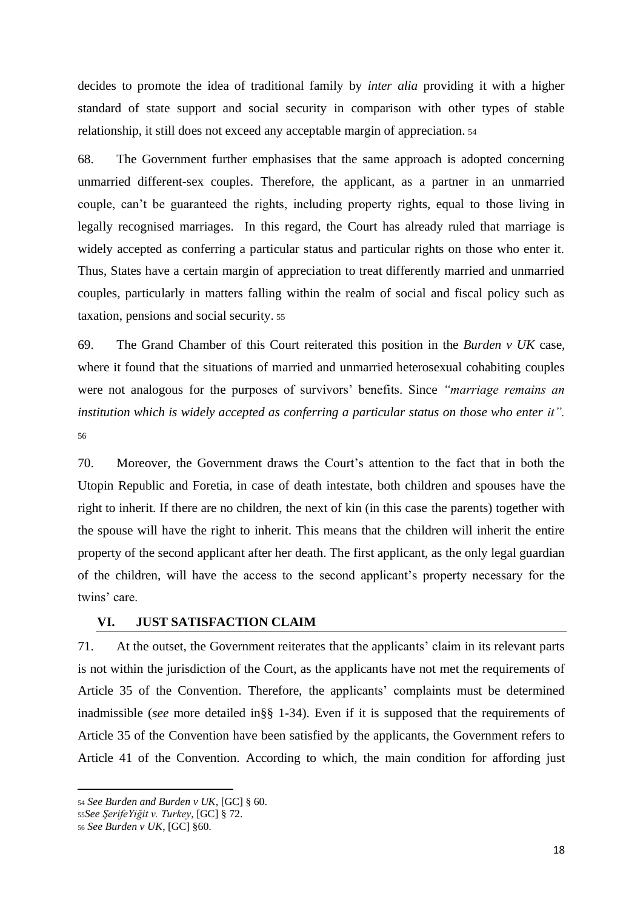decides to promote the idea of traditional family by *inter alia* providing it with a higher standard of state support and social security in comparison with other types of stable relationship, it still does not exceed any acceptable margin of appreciation. [54]

68. The Government further emphasises that the same approach is adopted concerning unmarried different-sex couples. Therefore, the applicant, as a partner in an unmarried couple, can't be guaranteed the rights, including property rights, equal to those living in legally recognised marriages. In this regard, the Court has already ruled that marriage is widely accepted as conferring a particular status and particular rights on those who enter it. Thus, States have a certain margin of appreciation to treat differently married and unmarried couples, particularly in matters falling within the realm of social and fiscal policy such as taxation, pensions and social security. [55]

69. The Grand Chamber of this Court reiterated this position in the *Burden v UK* case, where it found that the situations of married and unmarried heterosexual cohabiting couples were not analogous for the purposes of survivors' benefits. Since *"marriage remains an institution which is widely accepted as conferring a particular status on those who enter it".* [56]

70. Moreover, the Government draws the Court's attention to the fact that in both the Utopin Republic and Foretia, in case of death intestate, both children and spouses have the right to inherit. If there are no children, the next of kin (in this case the parents) together with the spouse will have the right to inherit. This means that the children will inherit the entire property of the second applicant after her death. The first applicant, as the only legal guardian of the children, will have the access to the second applicant's property necessary for the twins' care.

## VI. JUST SATISFACTION CLAIM

71. At the outset, the Government reiterates that the applicants' claim in its relevant parts is not within the jurisdiction of the Court, as the applicants have not met the requirements of Article 35 of the Convention. Therefore, the applicants' complaints must be determined inadmissible (*see* more detailed in§§ 1-34). Even if it is supposed that the requirements of Article 35 of the Convention have been satisfied by the applicants, the Government refers to Article 41 of the Convention. According to which, the main condition for affording just

---

[54] *See Burden and Burden v UK*, [GC] § 60.

[55] *See ŞerifeYiğit v. Turkey*, [GC] § 72.

[56] *See Burden v UK*, [GC] §60.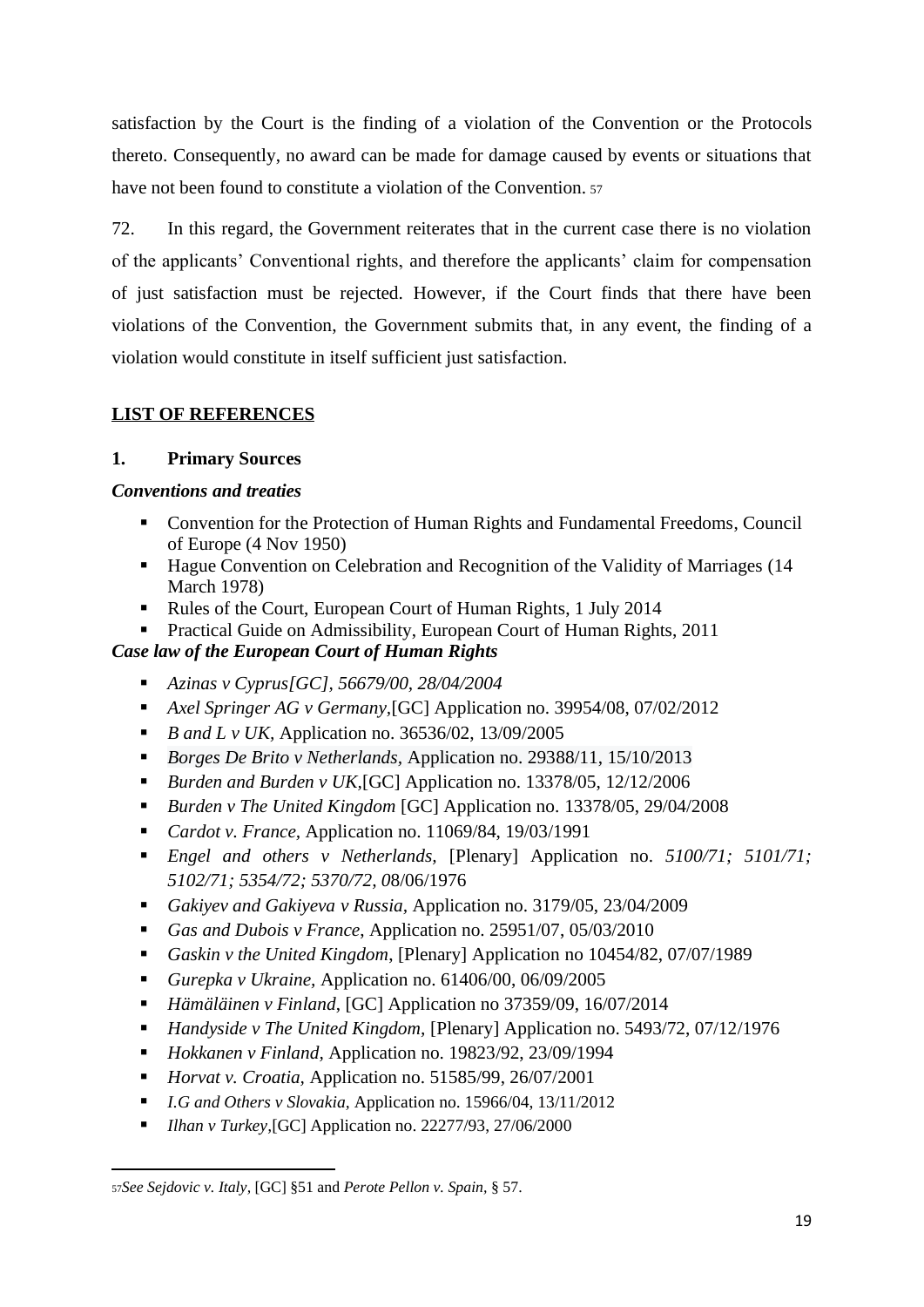satisfaction by the Court is the finding of a violation of the Convention or the Protocols thereto. Consequently, no award can be made for damage caused by events or situations that have not been found to constitute a violation of the Convention. [57]

72. In this regard, the Government reiterates that in the current case there is no violation of the applicants' Conventional rights, and therefore the applicants' claim for compensation of just satisfaction must be rejected. However, if the Court finds that there have been violations of the Convention, the Government submits that, in any event, the finding of a violation would constitute in itself sufficient just satisfaction.

## LIST OF REFERENCES

### 1. Primary Sources

***Conventions and treaties***

- Convention for the Protection of Human Rights and Fundamental Freedoms, Council of Europe (4 Nov 1950)
- Hague Convention on Celebration and Recognition of the Validity of Marriages (14 March 1978)
- Rules of the Court, European Court of Human Rights, 1 July 2014
- Practical Guide on Admissibility, European Court of Human Rights, 2011

***Case law of the European Court of Human Rights***

- *Azinas v Cyprus[GC], 56679/00, 28/04/2004*
- *Axel Springer AG v Germany,*[GC] Application no. 39954/08, 07/02/2012
- *B and L v UK,* Application no. 36536/02, 13/09/2005
- *Borges De Brito v Netherlands*, Application no. 29388/11, 15/10/2013
- *Burden and Burden v UK,*[GC] Application no. 13378/05, 12/12/2006
- *Burden v The United Kingdom* [GC] Application no. 13378/05, 29/04/2008
- *Cardot v. France,* Application no. 11069/84, 19/03/1991
- *Engel and others v Netherlands,* [Plenary] Application no. *5100/71; 5101/71; 5102/71; 5354/72; 5370/72, 0*8/06/1976
- *Gakiyev and Gakiyeva v Russia,* Application no. 3179/05, 23/04/2009
- *Gas and Dubois v France,* Application no. 25951/07, 05/03/2010
- *Gaskin v the United Kingdom,* [Plenary] Application no 10454/82, 07/07/1989
- *Gurepka v Ukraine,* Application no. 61406/00, 06/09/2005
- *Hämäläinen v Finland,* [GC] Application no 37359/09, 16/07/2014
- *Handyside v The United Kingdom,* [Plenary] Application no. 5493/72, 07/12/1976
- *Hokkanen v Finland,* Application no. 19823/92, 23/09/1994
- *Horvat v. Croatia,* Application no. 51585/99, 26/07/2001
- *I.G and Others v Slovakia,* Application no. 15966/04, 13/11/2012
- *Ilhan v Turkey,*[GC] Application no. 22277/93, 27/06/2000

---

[57] *See Sejdovic v. Italy,* [GC] §51 and *Perote Pellon v. Spain,* § 57.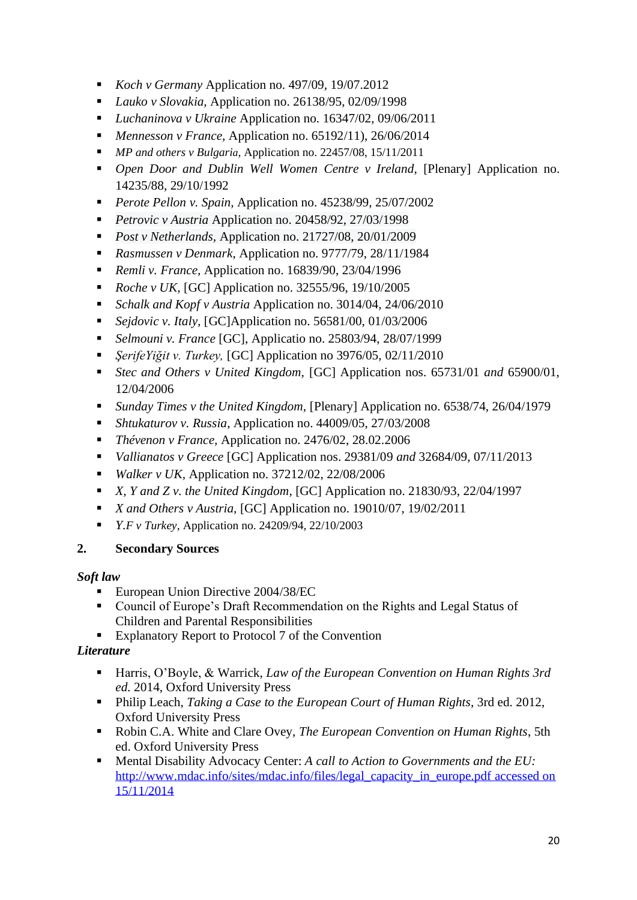- *Koch v Germany* Application no. 497/09, 19/07.2012
- *Lauko v Slovakia,* Application no. 26138/95, 02/09/1998
- *Luchaninova v Ukraine* Application no. 16347/02, 09/06/2011
- *Mennesson v France*, Application no. 65192/11), 26/06/2014
- *MP and others v Bulgaria,* Application no. 22457/08, 15/11/2011
- *Open Door and Dublin Well Women Centre v Ireland,* [Plenary] Application no. 14235/88, 29/10/1992
- *Perote Pellon v. Spain,* Application no. 45238/99, 25/07/2002
- *Petrovic v Austria* Application no. 20458/92, 27/03/1998
- *Post v Netherlands,* Application no. 21727/08, 20/01/2009
- *Rasmussen v Denmark*, Application no. 9777/79, 28/11/1984
- *Remli v. France*, Application no. 16839/90, 23/04/1996
- *Roche v UK*, [GC] Application no. 32555/96, 19/10/2005
- *Schalk and Kopf v Austria* Application no. 3014/04, 24/06/2010
- *Sejdovic v. Italy*, [GC]Application no. 56581/00, 01/03/2006
- *Selmouni v. France* [GC], Applicatio no. 25803/94, 28/07/1999
- *ŞerifeYiğit v. Turkey,* [GC] Application no 3976/05, 02/11/2010
- *Stec and Others v United Kingdom,* [GC] Application nos. 65731/01 *and* 65900/01, 12/04/2006
- *Sunday Times v the United Kingdom*, [Plenary] Application no. 6538/74, 26/04/1979
- *Shtukaturov v. Russia*, Application no. 44009/05, 27/03/2008
- *Thévenon v France*, Application no. 2476/02, 28.02.2006
- *Vallianatos v Greece* [GC] Application nos. 29381/09 *and* 32684/09, 07/11/2013
- *Walker v UK,* Application no. 37212/02, 22/08/2006
- *X, Y and Z v. the United Kingdom*, [GC] Application no. 21830/93, 22/04/1997
- *X and Others v Austria,* [GC] Application no. 19010/07, 19/02/2011
- *Y.F v Turkey*, Application no. 24209/94, 22/10/2003

## 2. Secondary Sources

***Soft law***

- European Union Directive 2004/38/EC
- Council of Europe's Draft Recommendation on the Rights and Legal Status of Children and Parental Responsibilities
- Explanatory Report to Protocol 7 of the Convention

***Literature***

- Harris, O'Boyle, & Warrick, *Law of the European Convention on Human Rights 3rd ed.* 2014, Oxford University Press
- Philip Leach, *Taking a Case to the European Court of Human Rights*, 3rd ed. 2012, Oxford University Press
- Robin C.A. White and Clare Ovey, *The European Convention on Human Rights*, 5th ed. Oxford University Press
- Mental Disability Advocacy Center: *A call to Action to Governments and the EU:* http://www.mdac.info/sites/mdac.info/files/legal_capacity_in_europe.pdf accessed on 15/11/2014